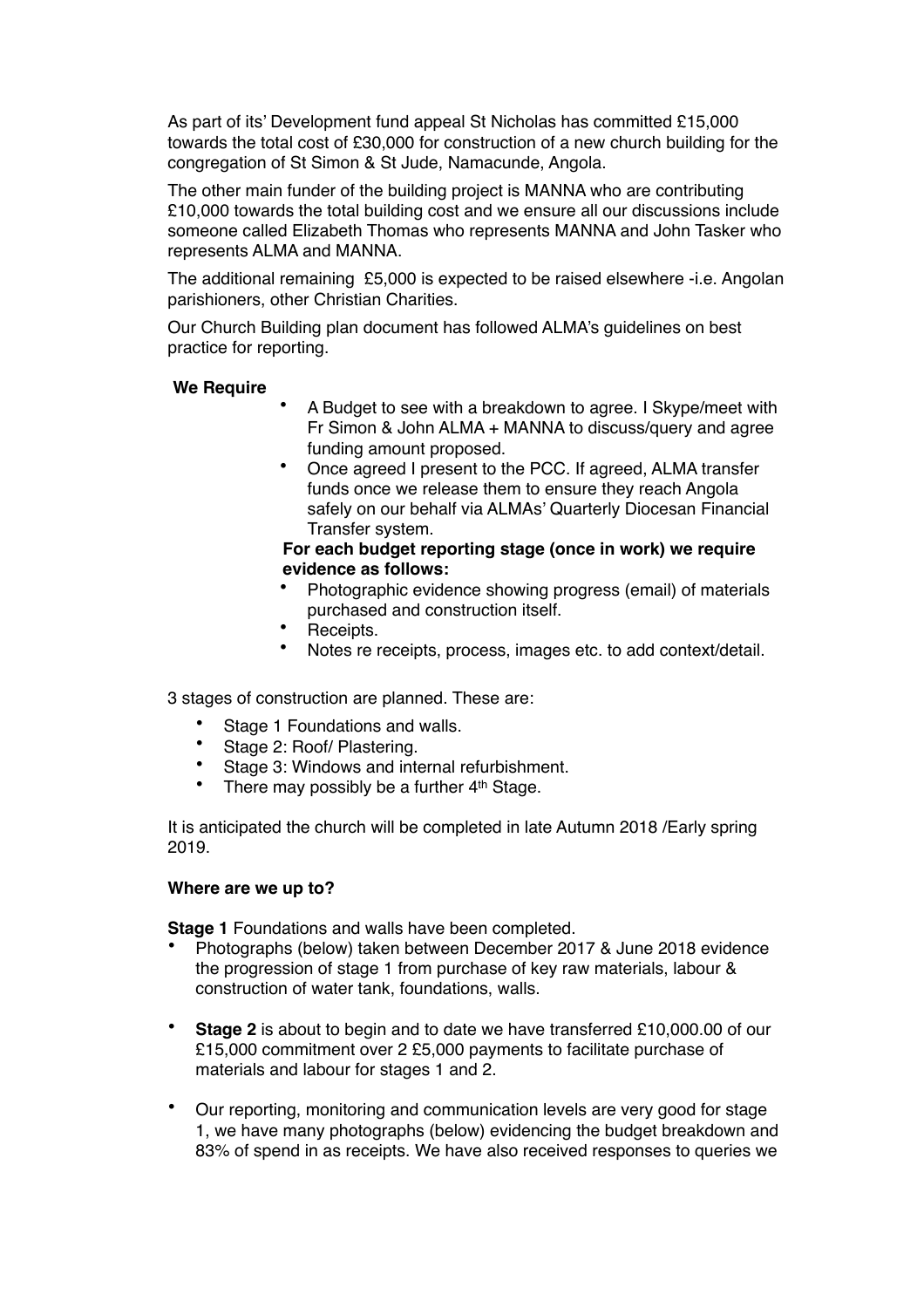As part of its' Development fund appeal St Nicholas has committed £15,000 towards the total cost of £30,000 for construction of a new church building for the congregation of St Simon & St Jude, Namacunde, Angola.

The other main funder of the building project is MANNA who are contributing £10,000 towards the total building cost and we ensure all our discussions include someone called Elizabeth Thomas who represents MANNA and John Tasker who represents ALMA and MANNA.

The additional remaining £5,000 is expected to be raised elsewhere -i.e. Angolan parishioners, other Christian Charities.

Our Church Building plan document has followed ALMA's guidelines on best practice for reporting.

**We Require**

- A Budget to see with a breakdown to agree. I Skype/meet with Fr Simon & John ALMA + MANNA to discuss/query and agree funding amount proposed.
- Once agreed I present to the PCC. If agreed, ALMA transfer funds once we release them to ensure they reach Angola safely on our behalf via ALMAs' Quarterly Diocesan Financial Transfer system.

**For each budget reporting stage (once in work) we require evidence as follows:**

- Photographic evidence showing progress (email) of materials purchased and construction itself.
- Receipts.
- Notes re receipts, process, images etc. to add context/detail.

3 stages of construction are planned. These are:

- Stage 1 Foundations and walls.
- Stage 2: Roof/ Plastering.
- Stage 3: Windows and internal refurbishment.
- There may possibly be a further 4th Stage.

It is anticipated the church will be completed in late Autumn 2018 /Early spring 2019.

**Where are we up to?**

**Stage 1** Foundations and walls have been completed.

- Photographs (below) taken between December 2017 & June 2018 evidence the progression of stage 1 from purchase of key raw materials, labour & construction of water tank, foundations, walls.
- **Stage 2** is about to begin and to date we have transferred £10,000.00 of our £15,000 commitment over 2 £5,000 payments to facilitate purchase of materials and labour for stages 1 and 2.
- Our reporting, monitoring and communication levels are very good for stage 1, we have many photographs (below) evidencing the budget breakdown and 83% of spend in as receipts. We have also received responses to queries we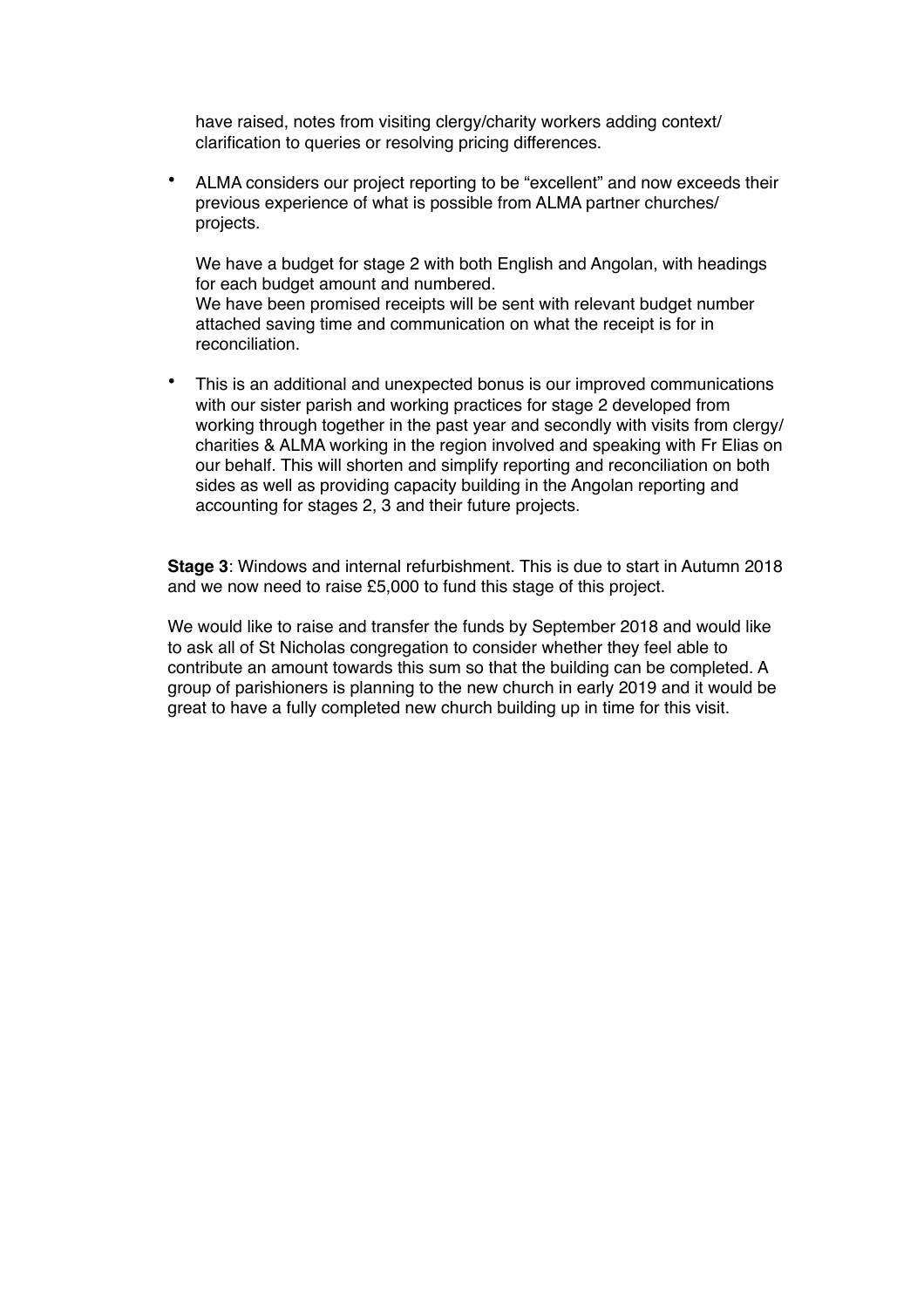have raised, notes from visiting clergy/charity workers adding context/clarification to queries or resolving pricing differences.

- ALMA considers our project reporting to be "excellent" and now exceeds their previous experience of what is possible from ALMA partner churches/projects.

  We have a budget for stage 2 with both English and Angolan, with headings for each budget amount and numbered.
  We have been promised receipts will be sent with relevant budget number attached saving time and communication on what the receipt is for in reconciliation.

- This is an additional and unexpected bonus is our improved communications with our sister parish and working practices for stage 2 developed from working through together in the past year and secondly with visits from clergy/charities & ALMA working in the region involved and speaking with Fr Elias on our behalf. This will shorten and simplify reporting and reconciliation on both sides as well as providing capacity building in the Angolan reporting and accounting for stages 2, 3 and their future projects.

**Stage 3**: Windows and internal refurbishment. This is due to start in Autumn 2018 and we now need to raise £5,000 to fund this stage of this project.

We would like to raise and transfer the funds by September 2018 and would like to ask all of St Nicholas congregation to consider whether they feel able to contribute an amount towards this sum so that the building can be completed. A group of parishioners is planning to the new church in early 2019 and it would be great to have a fully completed new church building up in time for this visit.